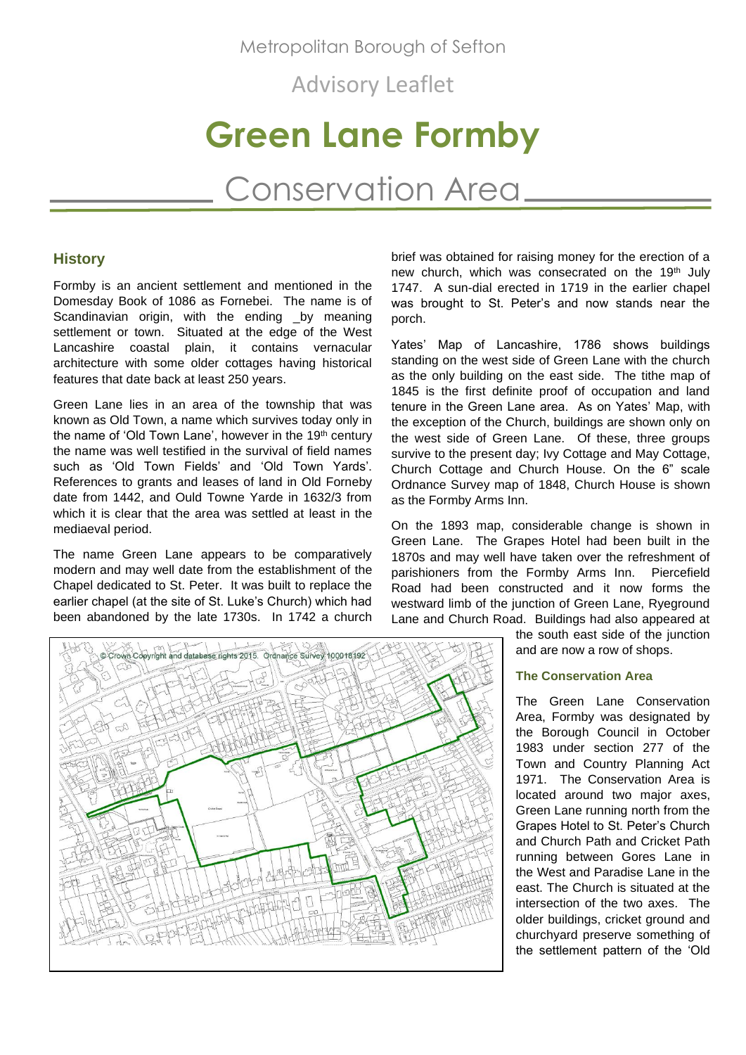Metropolitan Borough of Sefton

Advisory Leaflet

# Green Lane Formby

## Conservation Area

### History

Formby is an ancient settlement and mentioned in the Domesday Book of 1086 as Fornebei. The name is of Scandinavian origin, with the ending _by meaning settlement or town. Situated at the edge of the West Lancashire coastal plain, it contains vernacular architecture with some older cottages having historical features that date back at least 250 years.

Green Lane lies in an area of the township that was known as Old Town, a name which survives today only in the name of 'Old Town Lane', however in the 19th century the name was well testified in the survival of field names such as 'Old Town Fields' and 'Old Town Yards'. References to grants and leases of land in Old Forneby date from 1442, and Ould Towne Yarde in 1632/3 from which it is clear that the area was settled at least in the mediaeval period.

The name Green Lane appears to be comparatively modern and may well date from the establishment of the Chapel dedicated to St. Peter. It was built to replace the earlier chapel (at the site of St. Luke's Church) which had been abandoned by the late 1730s. In 1742 a church brief was obtained for raising money for the erection of a new church, which was consecrated on the 19th July 1747. A sun-dial erected in 1719 in the earlier chapel was brought to St. Peter's and now stands near the porch.

Yates' Map of Lancashire, 1786 shows buildings standing on the west side of Green Lane with the church as the only building on the east side. The tithe map of 1845 is the first definite proof of occupation and land tenure in the Green Lane area. As on Yates' Map, with the exception of the Church, buildings are shown only on the west side of Green Lane. Of these, three groups survive to the present day; Ivy Cottage and May Cottage, Church Cottage and Church House. On the 6" scale Ordnance Survey map of 1848, Church House is shown as the Formby Arms Inn.

On the 1893 map, considerable change is shown in Green Lane. The Grapes Hotel had been built in the 1870s and may well have taken over the refreshment of parishioners from the Formby Arms Inn. Piercefield Road had been constructed and it now forms the westward limb of the junction of Green Lane, Ryeground Lane and Church Road. Buildings had also appeared at the south east side of the junction and are now a row of shops.

© Crown Copyright and database rights 2015. Ordnance Survey 100018192

### The Conservation Area

The Green Lane Conservation Area, Formby was designated by the Borough Council in October 1983 under section 277 of the Town and Country Planning Act 1971. The Conservation Area is located around two major axes, Green Lane running north from the Grapes Hotel to St. Peter's Church and Church Path and Cricket Path running between Gores Lane in the West and Paradise Lane in the east. The Church is situated at the intersection of the two axes. The older buildings, cricket ground and churchyard preserve something of the settlement pattern of the 'Old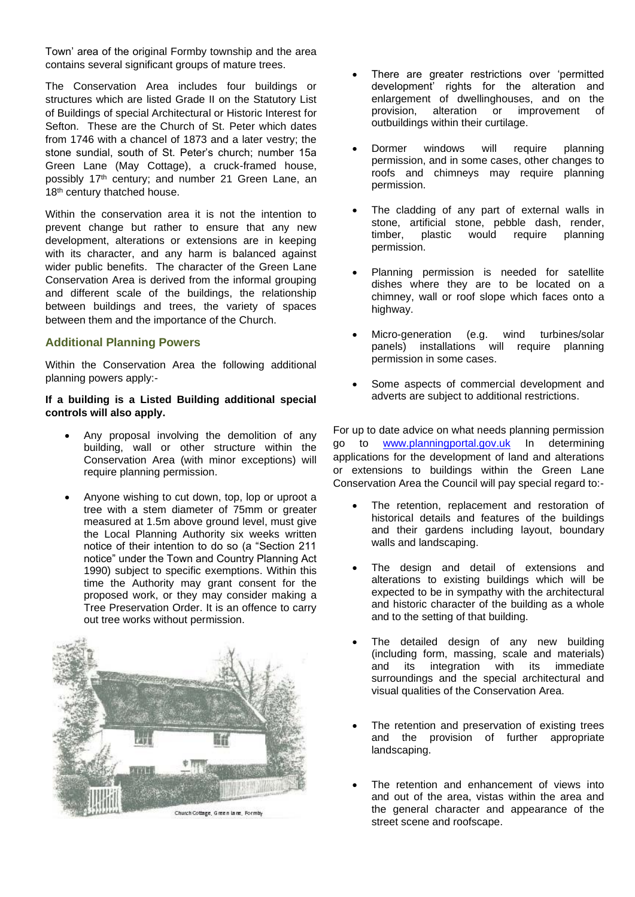Town' area of the original Formby township and the area contains several significant groups of mature trees.

The Conservation Area includes four buildings or structures which are listed Grade II on the Statutory List of Buildings of special Architectural or Historic Interest for Sefton. These are the Church of St. Peter which dates from 1746 with a chancel of 1873 and a later vestry; the stone sundial, south of St. Peter's church; number 15a Green Lane (May Cottage), a cruck-framed house, possibly 17th century; and number 21 Green Lane, an 18th century thatched house.

Within the conservation area it is not the intention to prevent change but rather to ensure that any new development, alterations or extensions are in keeping with its character, and any harm is balanced against wider public benefits. The character of the Green Lane Conservation Area is derived from the informal grouping and different scale of the buildings, the relationship between buildings and trees, the variety of spaces between them and the importance of the Church.

### Additional Planning Powers

Within the Conservation Area the following additional planning powers apply:-

**If a building is a Listed Building additional special controls will also apply.**

- Any proposal involving the demolition of any building, wall or other structure within the Conservation Area (with minor exceptions) will require planning permission.
- Anyone wishing to cut down, top, lop or uproot a tree with a stem diameter of 75mm or greater measured at 1.5m above ground level, must give the Local Planning Authority six weeks written notice of their intention to do so (a "Section 211 notice" under the Town and Country Planning Act 1990) subject to specific exemptions. Within this time the Authority may grant consent for the proposed work, or they may consider making a Tree Preservation Order. It is an offence to carry out tree works without permission.

Church Cottage, Green lane, Formby

- There are greater restrictions over 'permitted development' rights for the alteration and enlargement of dwellinghouses, and on the provision, alteration or improvement of outbuildings within their curtilage.
- Dormer windows will require planning permission, and in some cases, other changes to roofs and chimneys may require planning permission.
- The cladding of any part of external walls in stone, artificial stone, pebble dash, render, timber, plastic would require planning permission.
- Planning permission is needed for satellite dishes where they are to be located on a chimney, wall or roof slope which faces onto a highway.
- Micro-generation (e.g. wind turbines/solar panels) installations will require planning permission in some cases.
- Some aspects of commercial development and adverts are subject to additional restrictions.

For up to date advice on what needs planning permission go to www.planningportal.gov.uk In determining applications for the development of land and alterations or extensions to buildings within the Green Lane Conservation Area the Council will pay special regard to:-

- The retention, replacement and restoration of historical details and features of the buildings and their gardens including layout, boundary walls and landscaping.
- The design and detail of extensions and alterations to existing buildings which will be expected to be in sympathy with the architectural and historic character of the building as a whole and to the setting of that building.
- The detailed design of any new building (including form, massing, scale and materials) and its integration with its immediate surroundings and the special architectural and visual qualities of the Conservation Area.
- The retention and preservation of existing trees and the provision of further appropriate landscaping.
- The retention and enhancement of views into and out of the area, vistas within the area and the general character and appearance of the street scene and roofscape.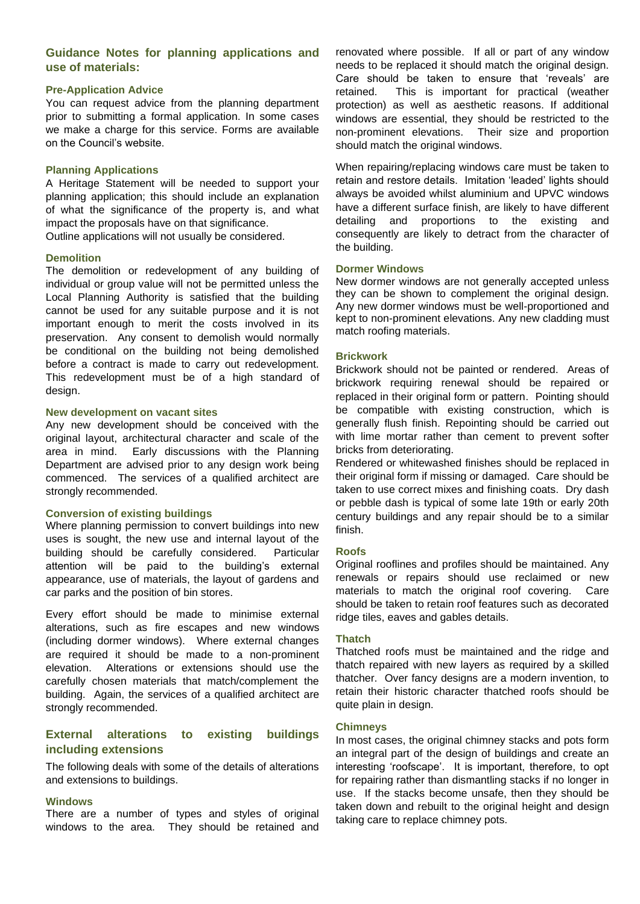## Guidance Notes for planning applications and use of materials:

### Pre-Application Advice

You can request advice from the planning department prior to submitting a formal application. In some cases we make a charge for this service. Forms are available on the Council's website.

### Planning Applications

A Heritage Statement will be needed to support your planning application; this should include an explanation of what the significance of the property is, and what impact the proposals have on that significance.

Outline applications will not usually be considered.

### Demolition

The demolition or redevelopment of any building of individual or group value will not be permitted unless the Local Planning Authority is satisfied that the building cannot be used for any suitable purpose and it is not important enough to merit the costs involved in its preservation. Any consent to demolish would normally be conditional on the building not being demolished before a contract is made to carry out redevelopment. This redevelopment must be of a high standard of design.

### New development on vacant sites

Any new development should be conceived with the original layout, architectural character and scale of the area in mind. Early discussions with the Planning Department are advised prior to any design work being commenced. The services of a qualified architect are strongly recommended.

### Conversion of existing buildings

Where planning permission to convert buildings into new uses is sought, the new use and internal layout of the building should be carefully considered. Particular attention will be paid to the building's external appearance, use of materials, the layout of gardens and car parks and the position of bin stores.

Every effort should be made to minimise external alterations, such as fire escapes and new windows (including dormer windows). Where external changes are required it should be made to a non-prominent elevation. Alterations or extensions should use the carefully chosen materials that match/complement the building. Again, the services of a qualified architect are strongly recommended.

## External alterations to existing buildings including extensions

The following deals with some of the details of alterations and extensions to buildings.

### Windows

There are a number of types and styles of original windows to the area. They should be retained and renovated where possible. If all or part of any window needs to be replaced it should match the original design. Care should be taken to ensure that 'reveals' are retained. This is important for practical (weather protection) as well as aesthetic reasons. If additional windows are essential, they should be restricted to the non-prominent elevations. Their size and proportion should match the original windows.

When repairing/replacing windows care must be taken to retain and restore details. Imitation 'leaded' lights should always be avoided whilst aluminium and UPVC windows have a different surface finish, are likely to have different detailing and proportions to the existing and consequently are likely to detract from the character of the building.

### Dormer Windows

New dormer windows are not generally accepted unless they can be shown to complement the original design. Any new dormer windows must be well-proportioned and kept to non-prominent elevations. Any new cladding must match roofing materials.

### Brickwork

Brickwork should not be painted or rendered. Areas of brickwork requiring renewal should be repaired or replaced in their original form or pattern. Pointing should be compatible with existing construction, which is generally flush finish. Repointing should be carried out with lime mortar rather than cement to prevent softer bricks from deteriorating.

Rendered or whitewashed finishes should be replaced in their original form if missing or damaged. Care should be taken to use correct mixes and finishing coats. Dry dash or pebble dash is typical of some late 19th or early 20th century buildings and any repair should be to a similar finish.

### Roofs

Original rooflines and profiles should be maintained. Any renewals or repairs should use reclaimed or new materials to match the original roof covering. Care should be taken to retain roof features such as decorated ridge tiles, eaves and gables details.

### Thatch

Thatched roofs must be maintained and the ridge and thatch repaired with new layers as required by a skilled thatcher. Over fancy designs are a modern invention, to retain their historic character thatched roofs should be quite plain in design.

### Chimneys

In most cases, the original chimney stacks and pots form an integral part of the design of buildings and create an interesting 'roofscape'. It is important, therefore, to opt for repairing rather than dismantling stacks if no longer in use. If the stacks become unsafe, then they should be taken down and rebuilt to the original height and design taking care to replace chimney pots.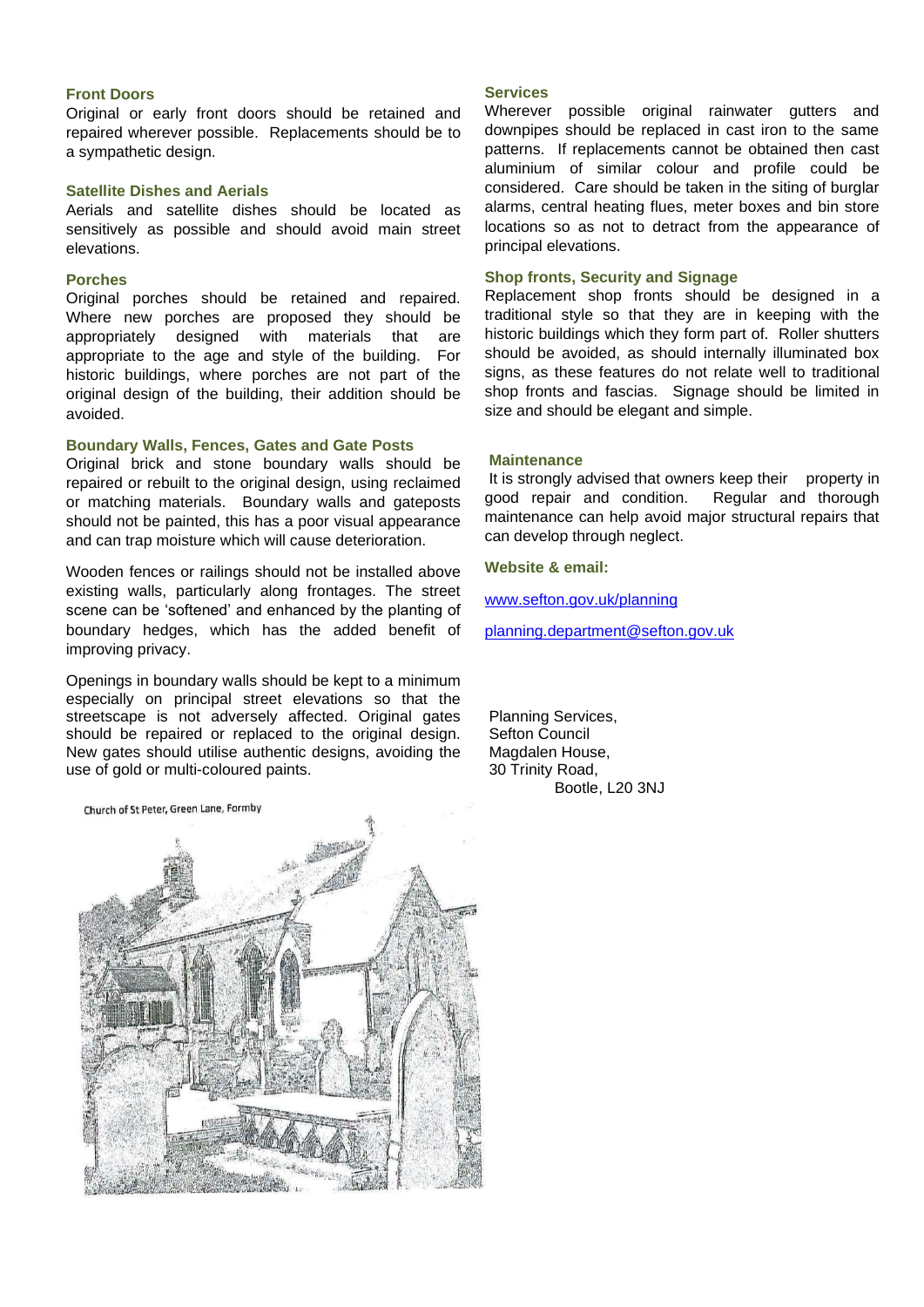### Front Doors

Original or early front doors should be retained and repaired wherever possible. Replacements should be to a sympathetic design.

### Satellite Dishes and Aerials

Aerials and satellite dishes should be located as sensitively as possible and should avoid main street elevations.

### Porches

Original porches should be retained and repaired. Where new porches are proposed they should be appropriately designed with materials that are appropriate to the age and style of the building. For historic buildings, where porches are not part of the original design of the building, their addition should be avoided.

### Boundary Walls, Fences, Gates and Gate Posts

Original brick and stone boundary walls should be repaired or rebuilt to the original design, using reclaimed or matching materials. Boundary walls and gateposts should not be painted, this has a poor visual appearance and can trap moisture which will cause deterioration.

Wooden fences or railings should not be installed above existing walls, particularly along frontages. The street scene can be 'softened' and enhanced by the planting of boundary hedges, which has the added benefit of improving privacy.

Openings in boundary walls should be kept to a minimum especially on principal street elevations so that the streetscape is not adversely affected. Original gates should be repaired or replaced to the original design. New gates should utilise authentic designs, avoiding the use of gold or multi-coloured paints.

Church of St Peter, Green Lane, Formby

### Services

Wherever possible original rainwater gutters and downpipes should be replaced in cast iron to the same patterns. If replacements cannot be obtained then cast aluminium of similar colour and profile could be considered. Care should be taken in the siting of burglar alarms, central heating flues, meter boxes and bin store locations so as not to detract from the appearance of principal elevations.

### Shop fronts, Security and Signage

Replacement shop fronts should be designed in a traditional style so that they are in keeping with the historic buildings which they form part of. Roller shutters should be avoided, as should internally illuminated box signs, as these features do not relate well to traditional shop fronts and fascias. Signage should be limited in size and should be elegant and simple.

### Maintenance

It is strongly advised that owners keep their property in good repair and condition. Regular and thorough maintenance can help avoid major structural repairs that can develop through neglect.

### Website & email:

www.sefton.gov.uk/planning

planning.department@sefton.gov.uk

Planning Services,
Sefton Council
Magdalen House,
30 Trinity Road,
Bootle, L20 3NJ